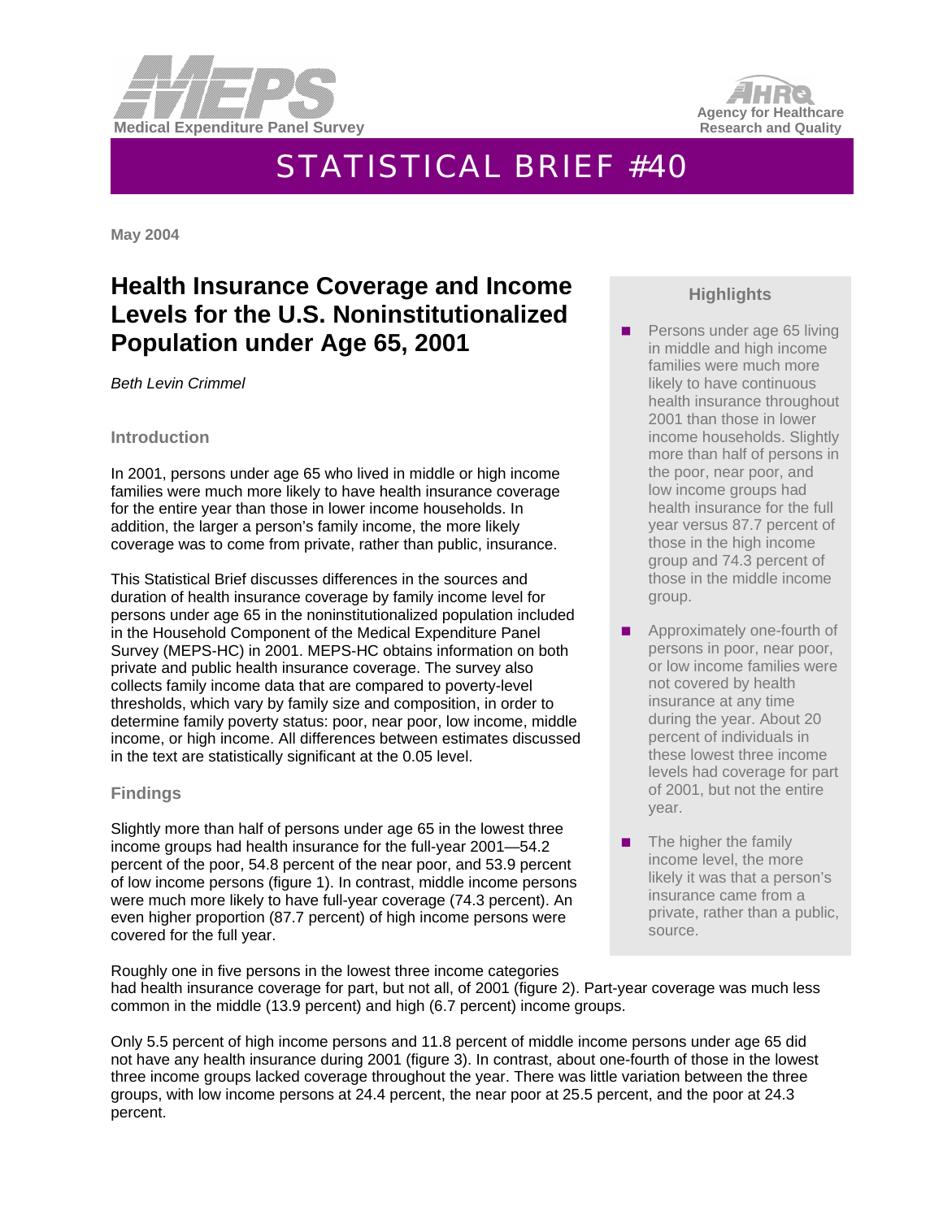Medical Expenditure Panel Survey

Agency for Healthcare Research and Quality

# STATISTICAL BRIEF #40

**May 2004**

## Health Insurance Coverage and Income Levels for the U.S. Noninstitutionalized Population under Age 65, 2001

*Beth Levin Crimmel*

### Highlights

- Persons under age 65 living in middle and high income families were much more likely to have continuous health insurance throughout 2001 than those in lower income households. Slightly more than half of persons in the poor, near poor, and low income groups had health insurance for the full year versus 87.7 percent of those in the high income group and 74.3 percent of those in the middle income group.
- Approximately one-fourth of persons in poor, near poor, or low income families were not covered by health insurance at any time during the year. About 20 percent of individuals in these lowest three income levels had coverage for part of 2001, but not the entire year.
- The higher the family income level, the more likely it was that a person's insurance came from a private, rather than a public, source.

### Introduction

In 2001, persons under age 65 who lived in middle or high income families were much more likely to have health insurance coverage for the entire year than those in lower income households. In addition, the larger a person's family income, the more likely coverage was to come from private, rather than public, insurance.

This Statistical Brief discusses differences in the sources and duration of health insurance coverage by family income level for persons under age 65 in the noninstitutionalized population included in the Household Component of the Medical Expenditure Panel Survey (MEPS-HC) in 2001. MEPS-HC obtains information on both private and public health insurance coverage. The survey also collects family income data that are compared to poverty-level thresholds, which vary by family size and composition, in order to determine family poverty status: poor, near poor, low income, middle income, or high income. All differences between estimates discussed in the text are statistically significant at the 0.05 level.

### Findings

Slightly more than half of persons under age 65 in the lowest three income groups had health insurance for the full-year 2001—54.2 percent of the poor, 54.8 percent of the near poor, and 53.9 percent of low income persons (figure 1). In contrast, middle income persons were much more likely to have full-year coverage (74.3 percent). An even higher proportion (87.7 percent) of high income persons were covered for the full year.

Roughly one in five persons in the lowest three income categories had health insurance coverage for part, but not all, of 2001 (figure 2). Part-year coverage was much less common in the middle (13.9 percent) and high (6.7 percent) income groups.

Only 5.5 percent of high income persons and 11.8 percent of middle income persons under age 65 did not have any health insurance during 2001 (figure 3). In contrast, about one-fourth of those in the lowest three income groups lacked coverage throughout the year. There was little variation between the three groups, with low income persons at 24.4 percent, the near poor at 25.5 percent, and the poor at 24.3 percent.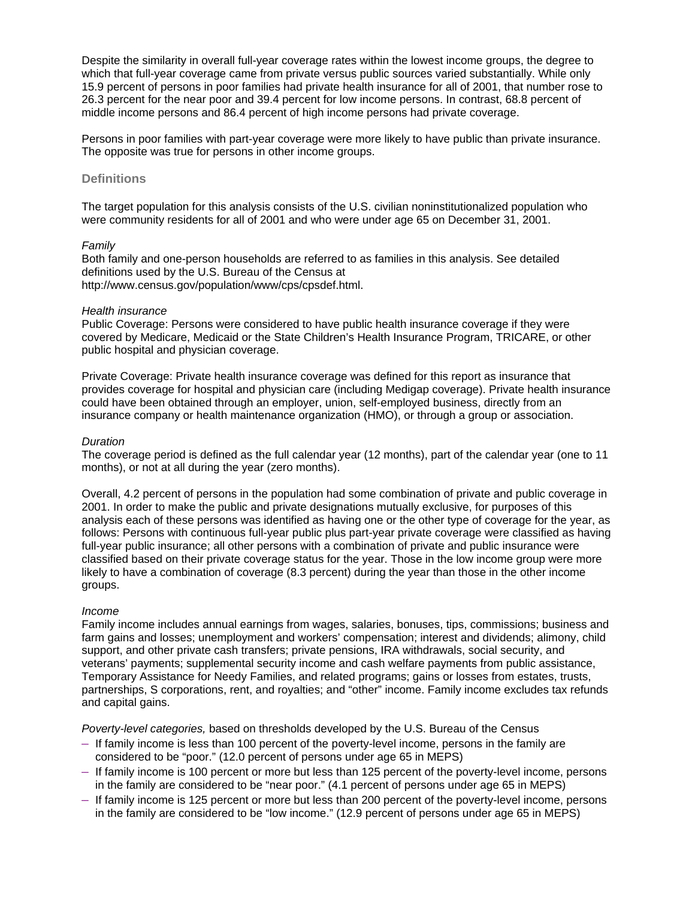Despite the similarity in overall full-year coverage rates within the lowest income groups, the degree to which that full-year coverage came from private versus public sources varied substantially. While only 15.9 percent of persons in poor families had private health insurance for all of 2001, that number rose to 26.3 percent for the near poor and 39.4 percent for low income persons. In contrast, 68.8 percent of middle income persons and 86.4 percent of high income persons had private coverage.

Persons in poor families with part-year coverage were more likely to have public than private insurance. The opposite was true for persons in other income groups.

## Definitions

The target population for this analysis consists of the U.S. civilian noninstitutionalized population who were community residents for all of 2001 and who were under age 65 on December 31, 2001.

*Family*
Both family and one-person households are referred to as families in this analysis. See detailed definitions used by the U.S. Bureau of the Census at http://www.census.gov/population/www/cps/cpsdef.html.

*Health insurance*
Public Coverage: Persons were considered to have public health insurance coverage if they were covered by Medicare, Medicaid or the State Children's Health Insurance Program, TRICARE, or other public hospital and physician coverage.

Private Coverage: Private health insurance coverage was defined for this report as insurance that provides coverage for hospital and physician care (including Medigap coverage). Private health insurance could have been obtained through an employer, union, self-employed business, directly from an insurance company or health maintenance organization (HMO), or through a group or association.

*Duration*
The coverage period is defined as the full calendar year (12 months), part of the calendar year (one to 11 months), or not at all during the year (zero months).

Overall, 4.2 percent of persons in the population had some combination of private and public coverage in 2001. In order to make the public and private designations mutually exclusive, for purposes of this analysis each of these persons was identified as having one or the other type of coverage for the year, as follows: Persons with continuous full-year public plus part-year private coverage were classified as having full-year public insurance; all other persons with a combination of private and public insurance were classified based on their private coverage status for the year. Those in the low income group were more likely to have a combination of coverage (8.3 percent) during the year than those in the other income groups.

*Income*
Family income includes annual earnings from wages, salaries, bonuses, tips, commissions; business and farm gains and losses; unemployment and workers' compensation; interest and dividends; alimony, child support, and other private cash transfers; private pensions, IRA withdrawals, social security, and veterans' payments; supplemental security income and cash welfare payments from public assistance, Temporary Assistance for Needy Families, and related programs; gains or losses from estates, trusts, partnerships, S corporations, rent, and royalties; and "other" income. Family income excludes tax refunds and capital gains.

*Poverty-level categories,* based on thresholds developed by the U.S. Bureau of the Census

- If family income is less than 100 percent of the poverty-level income, persons in the family are considered to be "poor." (12.0 percent of persons under age 65 in MEPS)
- If family income is 100 percent or more but less than 125 percent of the poverty-level income, persons in the family are considered to be "near poor." (4.1 percent of persons under age 65 in MEPS)
- If family income is 125 percent or more but less than 200 percent of the poverty-level income, persons in the family are considered to be "low income." (12.9 percent of persons under age 65 in MEPS)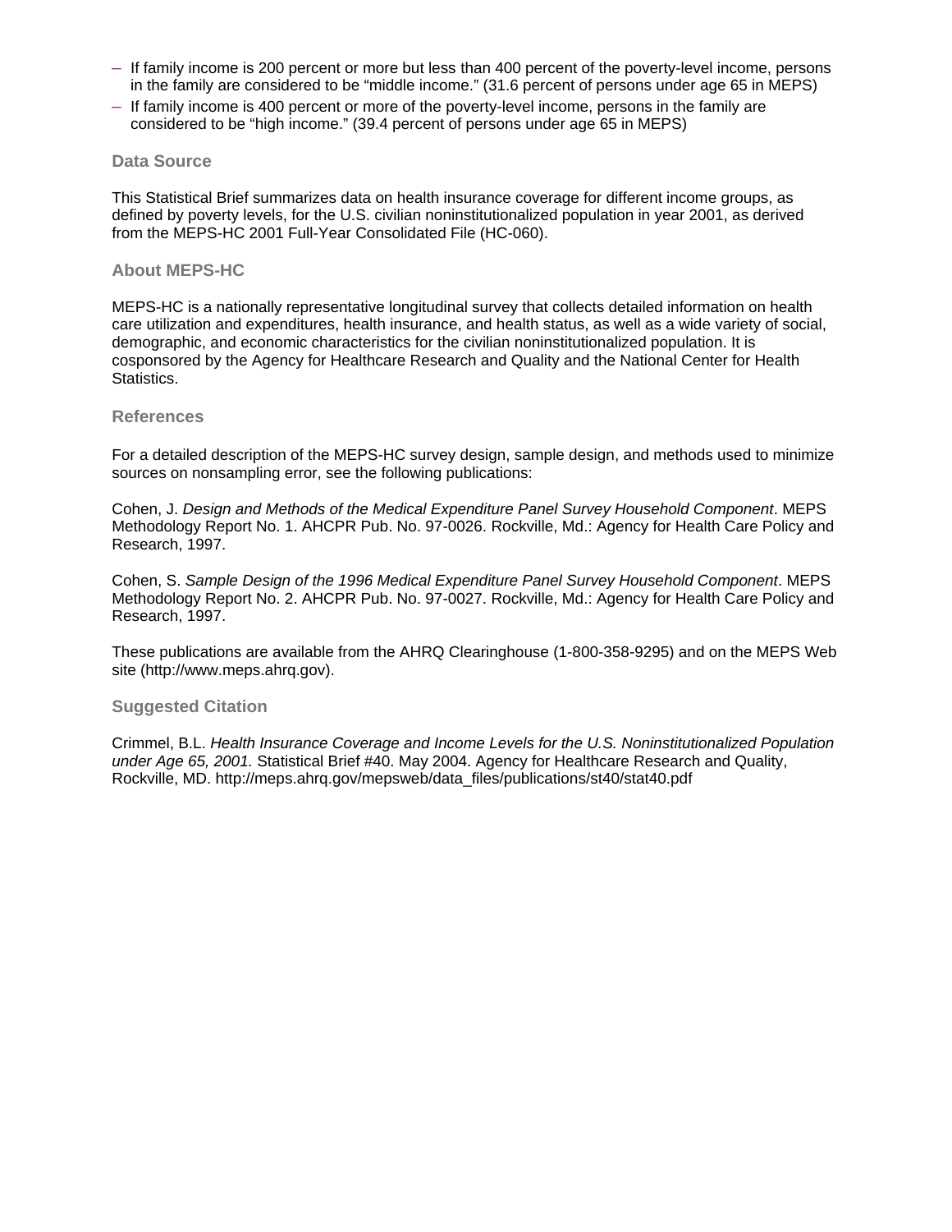- If family income is 200 percent or more but less than 400 percent of the poverty-level income, persons in the family are considered to be “middle income.” (31.6 percent of persons under age 65 in MEPS)
- If family income is 400 percent or more of the poverty-level income, persons in the family are considered to be “high income.” (39.4 percent of persons under age 65 in MEPS)

## Data Source

This Statistical Brief summarizes data on health insurance coverage for different income groups, as defined by poverty levels, for the U.S. civilian noninstitutionalized population in year 2001, as derived from the MEPS-HC 2001 Full-Year Consolidated File (HC-060).

## About MEPS-HC

MEPS-HC is a nationally representative longitudinal survey that collects detailed information on health care utilization and expenditures, health insurance, and health status, as well as a wide variety of social, demographic, and economic characteristics for the civilian noninstitutionalized population. It is cosponsored by the Agency for Healthcare Research and Quality and the National Center for Health Statistics.

## References

For a detailed description of the MEPS-HC survey design, sample design, and methods used to minimize sources on nonsampling error, see the following publications:

Cohen, J. *Design and Methods of the Medical Expenditure Panel Survey Household Component*. MEPS Methodology Report No. 1. AHCPR Pub. No. 97-0026. Rockville, Md.: Agency for Health Care Policy and Research, 1997.

Cohen, S. *Sample Design of the 1996 Medical Expenditure Panel Survey Household Component*. MEPS Methodology Report No. 2. AHCPR Pub. No. 97-0027. Rockville, Md.: Agency for Health Care Policy and Research, 1997.

These publications are available from the AHRQ Clearinghouse (1-800-358-9295) and on the MEPS Web site (http://www.meps.ahrq.gov).

## Suggested Citation

Crimmel, B.L. *Health Insurance Coverage and Income Levels for the U.S. Noninstitutionalized Population under Age 65, 2001.* Statistical Brief #40. May 2004. Agency for Healthcare Research and Quality, Rockville, MD. http://meps.ahrq.gov/mepsweb/data_files/publications/st40/stat40.pdf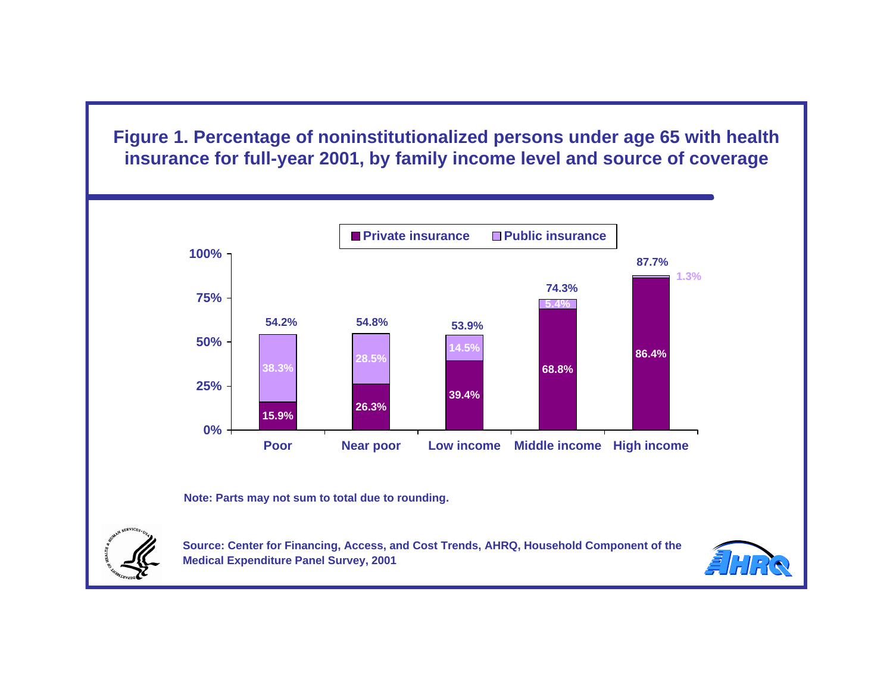**Figure 1. Percentage of noninstitutionalized persons under age 65 with health insurance for full-year 2001, by family income level and source of coverage**

| Family income level | Private insurance | Public insurance | Total |
|---|---|---|---|
| Poor | 15.9% | 38.3% | 54.2% |
| Near poor | 26.3% | 28.5% | 54.8% |
| Low income | 39.4% | 14.5% | 53.9% |
| Middle income | 68.8% | 5.4% | 74.3% |
| High income | 86.4% | 1.3% | 87.7% |

Note: Parts may not sum to total due to rounding.

Source: Center for Financing, Access, and Cost Trends, AHRQ, Household Component of the Medical Expenditure Panel Survey, 2001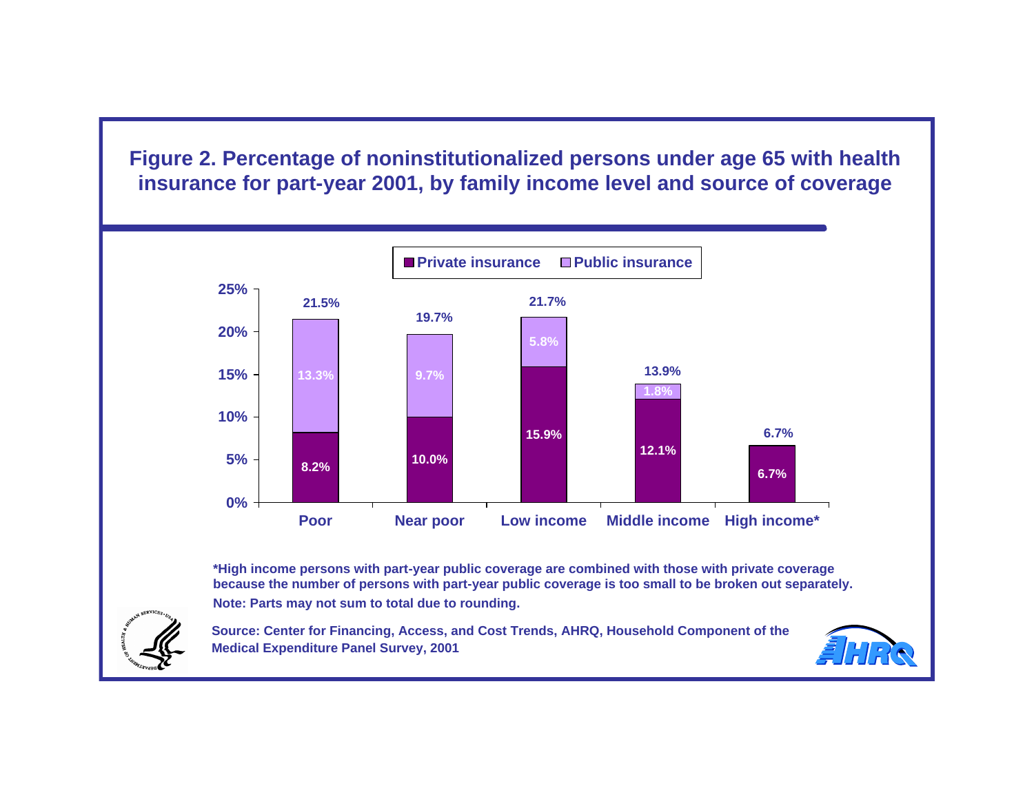# Figure 2. Percentage of noninstitutionalized persons under age 65 with health insurance for part-year 2001, by family income level and source of coverage

| Family income level | Private insurance | Public insurance | Total |
|---|---|---|---|
| Poor | 8.2% | 13.3% | 21.5% |
| Near poor | 10.0% | 9.7% | 19.7% |
| Low income | 15.9% | 5.8% | 21.7% |
| Middle income | 12.1% | 1.8% | 13.9% |
| High income* | 6.7% | | 6.7% |

*High income persons with part-year public coverage are combined with those with private coverage because the number of persons with part-year public coverage is too small to be broken out separately.

Note: Parts may not sum to total due to rounding.

Source: Center for Financing, Access, and Cost Trends, AHRQ, Household Component of the Medical Expenditure Panel Survey, 2001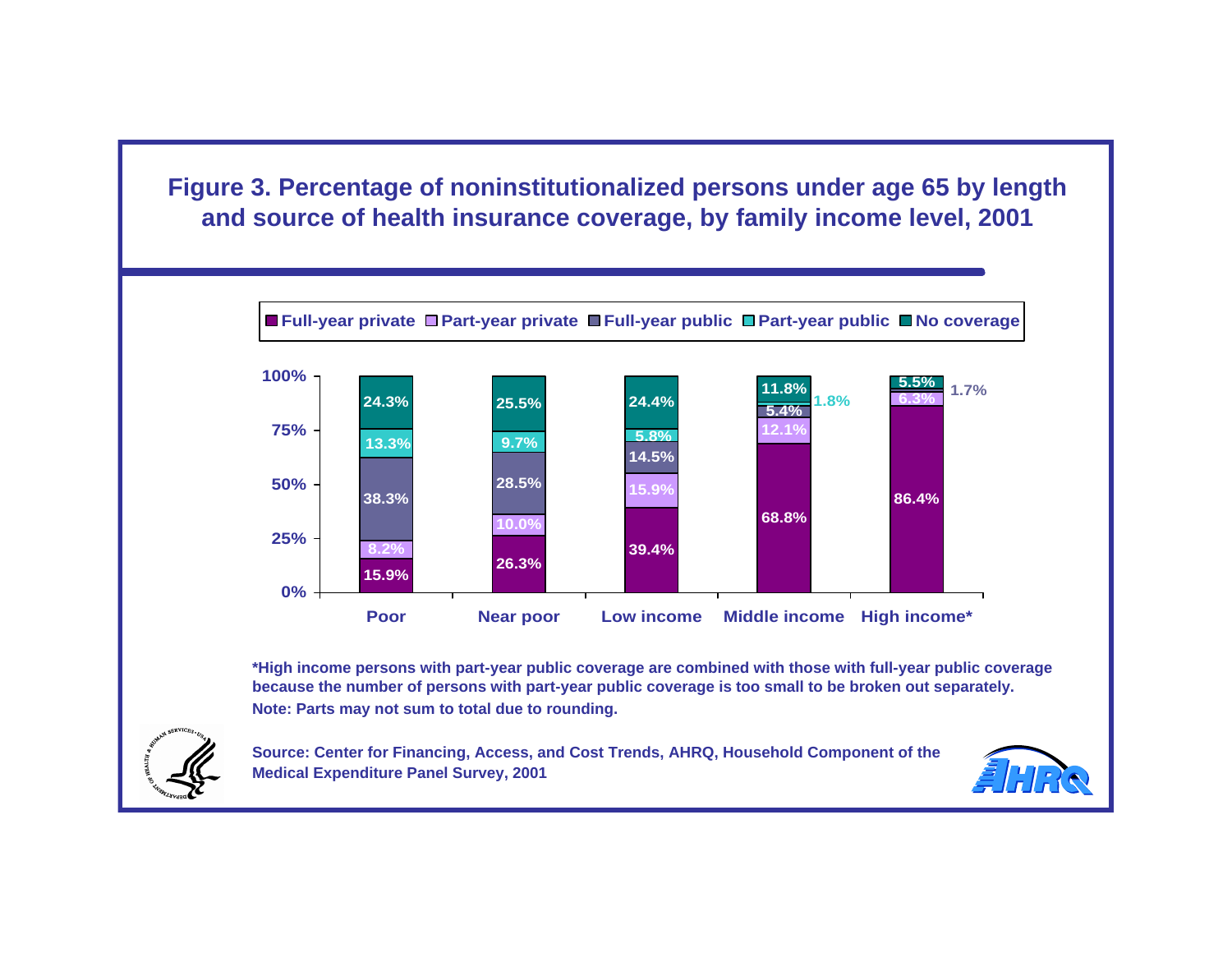## Figure 3. Percentage of noninstitutionalized persons under age 65 by length and source of health insurance coverage, by family income level, 2001

Full-year private
Part-year private
Full-year public
Part-year public
No coverage

100%
75%
50%
25%
0%

Poor: 15.9%, 8.2%, 38.3%, 13.3%, 24.3%

Near poor: 26.3%, 10.0%, 28.5%, 9.7%, 25.5%

Low income: 39.4%, 15.9%, 14.5%, 5.8%, 24.4%

Middle income: 68.8%, 12.1%, 5.4%, 1.8%, 11.8%

High income*: 86.4%, 6.3%, 1.7%, 5.5%

Poor
Near poor
Low income
Middle income
High income*

*High income persons with part-year public coverage are combined with those with full-year public coverage because the number of persons with part-year public coverage is too small to be broken out separately.

Note: Parts may not sum to total due to rounding.

Source: Center for Financing, Access, and Cost Trends, AHRQ, Household Component of the Medical Expenditure Panel Survey, 2001